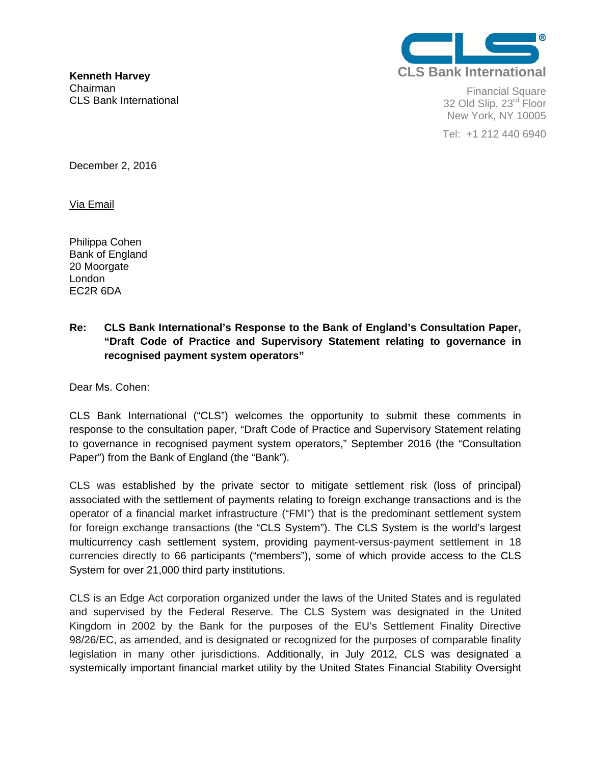**Kenneth Harvey**
Chairman
CLS Bank International

CLS Bank International

Financial Square
32 Old Slip, 23rd Floor
New York, NY 10005

Tel: +1 212 440 6940

December 2, 2016

Via Email

Philippa Cohen
Bank of England
20 Moorgate
London
EC2R 6DA

**Re: CLS Bank International's Response to the Bank of England's Consultation Paper, "Draft Code of Practice and Supervisory Statement relating to governance in recognised payment system operators"**

Dear Ms. Cohen:

CLS Bank International ("CLS") welcomes the opportunity to submit these comments in response to the consultation paper, "Draft Code of Practice and Supervisory Statement relating to governance in recognised payment system operators," September 2016 (the "Consultation Paper") from the Bank of England (the "Bank").

CLS was established by the private sector to mitigate settlement risk (loss of principal) associated with the settlement of payments relating to foreign exchange transactions and is the operator of a financial market infrastructure ("FMI") that is the predominant settlement system for foreign exchange transactions (the "CLS System"). The CLS System is the world's largest multicurrency cash settlement system, providing payment-versus-payment settlement in 18 currencies directly to 66 participants ("members"), some of which provide access to the CLS System for over 21,000 third party institutions.

CLS is an Edge Act corporation organized under the laws of the United States and is regulated and supervised by the Federal Reserve. The CLS System was designated in the United Kingdom in 2002 by the Bank for the purposes of the EU's Settlement Finality Directive 98/26/EC, as amended, and is designated or recognized for the purposes of comparable finality legislation in many other jurisdictions. Additionally, in July 2012, CLS was designated a systemically important financial market utility by the United States Financial Stability Oversight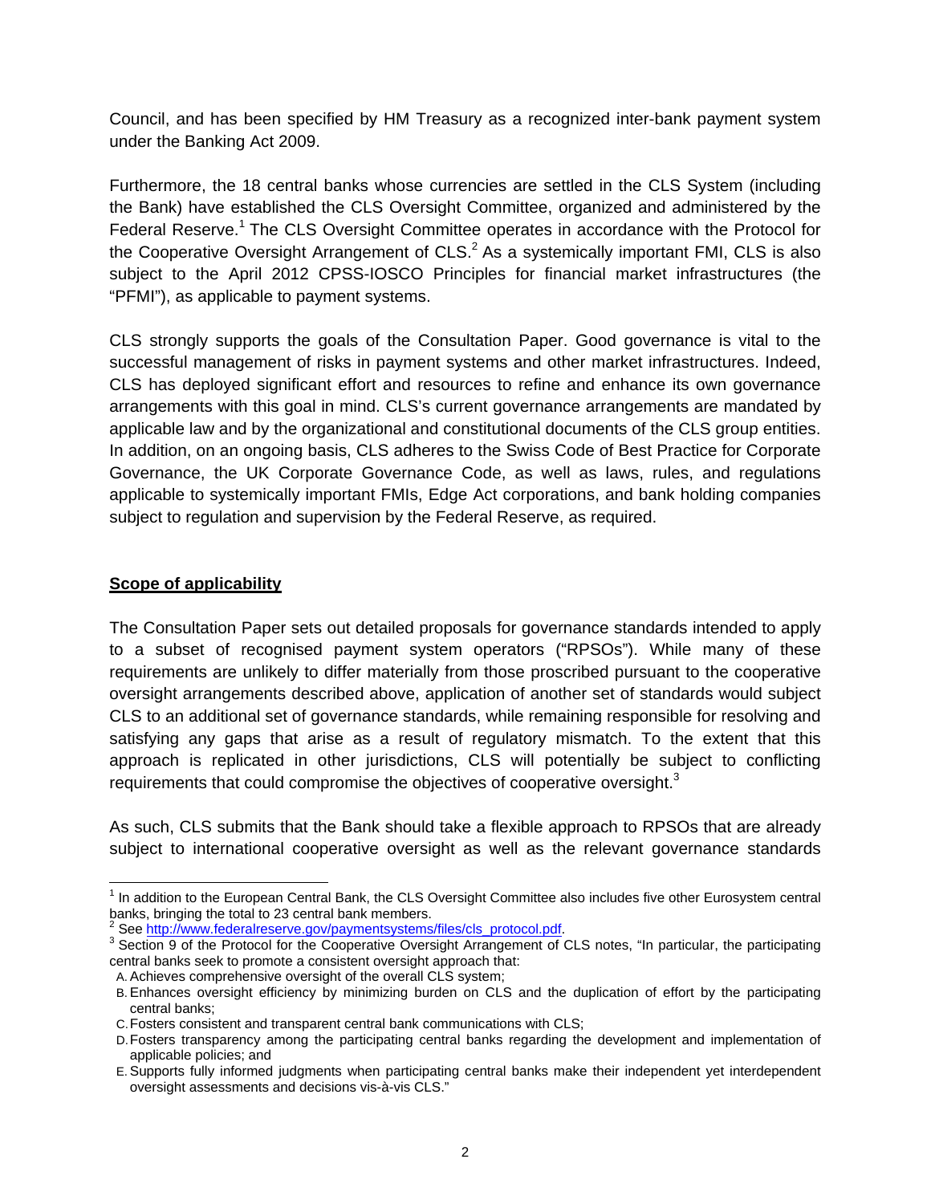Council, and has been specified by HM Treasury as a recognized inter-bank payment system under the Banking Act 2009.

Furthermore, the 18 central banks whose currencies are settled in the CLS System (including the Bank) have established the CLS Oversight Committee, organized and administered by the Federal Reserve.[1] The CLS Oversight Committee operates in accordance with the Protocol for the Cooperative Oversight Arrangement of CLS.[2] As a systemically important FMI, CLS is also subject to the April 2012 CPSS-IOSCO Principles for financial market infrastructures (the "PFMI"), as applicable to payment systems.

CLS strongly supports the goals of the Consultation Paper. Good governance is vital to the successful management of risks in payment systems and other market infrastructures. Indeed, CLS has deployed significant effort and resources to refine and enhance its own governance arrangements with this goal in mind. CLS's current governance arrangements are mandated by applicable law and by the organizational and constitutional documents of the CLS group entities. In addition, on an ongoing basis, CLS adheres to the Swiss Code of Best Practice for Corporate Governance, the UK Corporate Governance Code, as well as laws, rules, and regulations applicable to systemically important FMIs, Edge Act corporations, and bank holding companies subject to regulation and supervision by the Federal Reserve, as required.

## Scope of applicability

The Consultation Paper sets out detailed proposals for governance standards intended to apply to a subset of recognised payment system operators ("RPSOs"). While many of these requirements are unlikely to differ materially from those proscribed pursuant to the cooperative oversight arrangements described above, application of another set of standards would subject CLS to an additional set of governance standards, while remaining responsible for resolving and satisfying any gaps that arise as a result of regulatory mismatch. To the extent that this approach is replicated in other jurisdictions, CLS will potentially be subject to conflicting requirements that could compromise the objectives of cooperative oversight.[3]

As such, CLS submits that the Bank should take a flexible approach to RPSOs that are already subject to international cooperative oversight as well as the relevant governance standards

---

[1] In addition to the European Central Bank, the CLS Oversight Committee also includes five other Eurosystem central banks, bringing the total to 23 central bank members.

[2] See http://www.federalreserve.gov/paymentsystems/files/cls_protocol.pdf.

[3] Section 9 of the Protocol for the Cooperative Oversight Arrangement of CLS notes, "In particular, the participating central banks seek to promote a consistent oversight approach that:

A. Achieves comprehensive oversight of the overall CLS system;
B. Enhances oversight efficiency by minimizing burden on CLS and the duplication of effort by the participating central banks;
C. Fosters consistent and transparent central bank communications with CLS;
D. Fosters transparency among the participating central banks regarding the development and implementation of applicable policies; and
E. Supports fully informed judgments when participating central banks make their independent yet interdependent oversight assessments and decisions vis-à-vis CLS."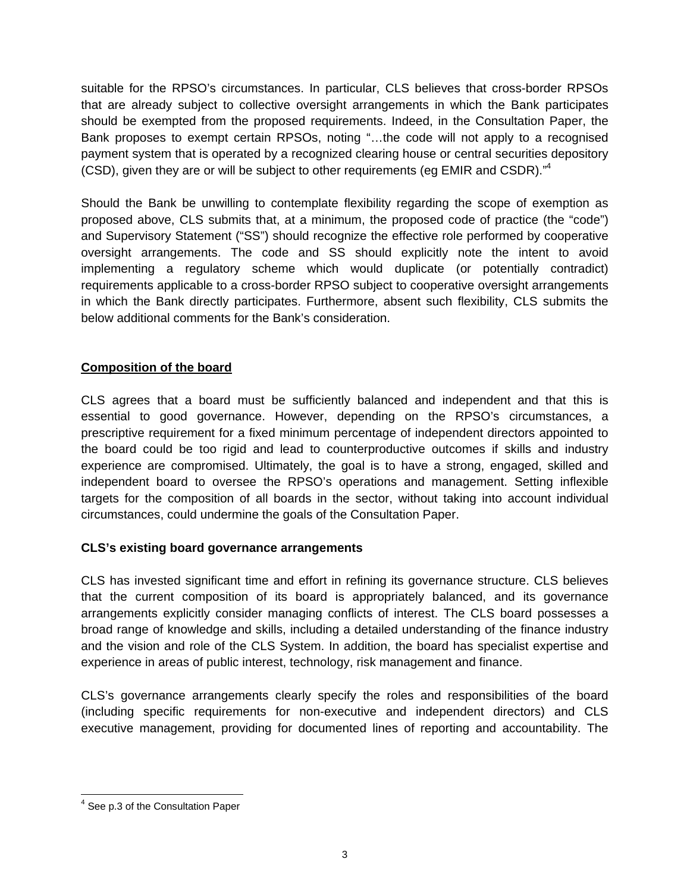suitable for the RPSO's circumstances. In particular, CLS believes that cross-border RPSOs that are already subject to collective oversight arrangements in which the Bank participates should be exempted from the proposed requirements. Indeed, in the Consultation Paper, the Bank proposes to exempt certain RPSOs, noting "…the code will not apply to a recognised payment system that is operated by a recognized clearing house or central securities depository (CSD), given they are or will be subject to other requirements (eg EMIR and CSDR)."[4]

Should the Bank be unwilling to contemplate flexibility regarding the scope of exemption as proposed above, CLS submits that, at a minimum, the proposed code of practice (the "code") and Supervisory Statement ("SS") should recognize the effective role performed by cooperative oversight arrangements. The code and SS should explicitly note the intent to avoid implementing a regulatory scheme which would duplicate (or potentially contradict) requirements applicable to a cross-border RPSO subject to cooperative oversight arrangements in which the Bank directly participates. Furthermore, absent such flexibility, CLS submits the below additional comments for the Bank's consideration.

**<u>Composition of the board</u>**

CLS agrees that a board must be sufficiently balanced and independent and that this is essential to good governance. However, depending on the RPSO's circumstances, a prescriptive requirement for a fixed minimum percentage of independent directors appointed to the board could be too rigid and lead to counterproductive outcomes if skills and industry experience are compromised. Ultimately, the goal is to have a strong, engaged, skilled and independent board to oversee the RPSO's operations and management. Setting inflexible targets for the composition of all boards in the sector, without taking into account individual circumstances, could undermine the goals of the Consultation Paper.

**CLS's existing board governance arrangements**

CLS has invested significant time and effort in refining its governance structure. CLS believes that the current composition of its board is appropriately balanced, and its governance arrangements explicitly consider managing conflicts of interest. The CLS board possesses a broad range of knowledge and skills, including a detailed understanding of the finance industry and the vision and role of the CLS System. In addition, the board has specialist expertise and experience in areas of public interest, technology, risk management and finance.

CLS's governance arrangements clearly specify the roles and responsibilities of the board (including specific requirements for non-executive and independent directors) and CLS executive management, providing for documented lines of reporting and accountability. The

---

[4] See p.3 of the Consultation Paper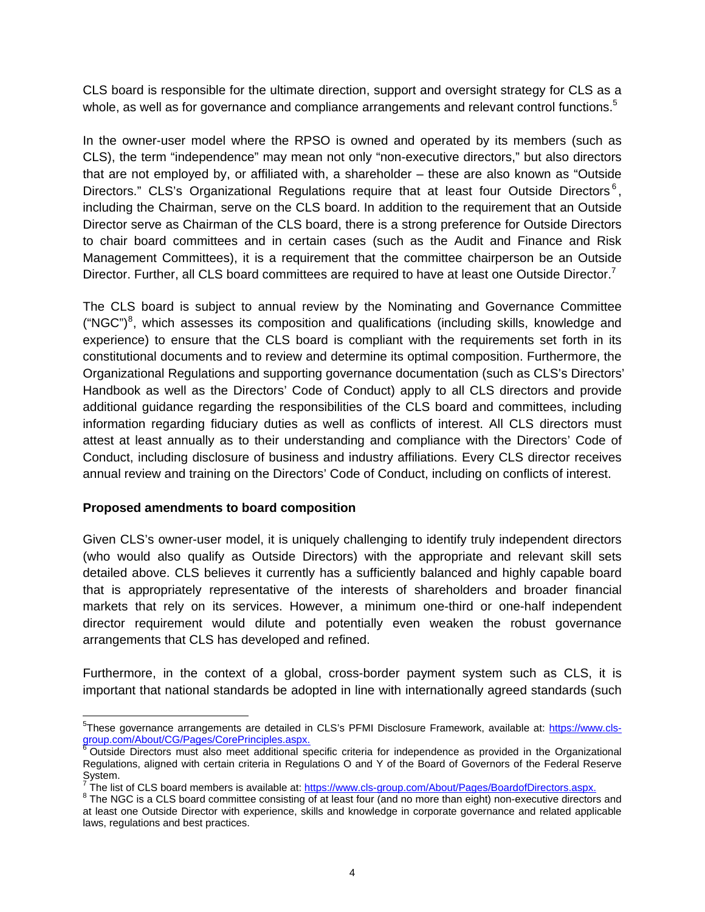CLS board is responsible for the ultimate direction, support and oversight strategy for CLS as a whole, as well as for governance and compliance arrangements and relevant control functions.[5]

In the owner-user model where the RPSO is owned and operated by its members (such as CLS), the term "independence" may mean not only "non-executive directors," but also directors that are not employed by, or affiliated with, a shareholder – these are also known as "Outside Directors." CLS's Organizational Regulations require that at least four Outside Directors[6], including the Chairman, serve on the CLS board. In addition to the requirement that an Outside Director serve as Chairman of the CLS board, there is a strong preference for Outside Directors to chair board committees and in certain cases (such as the Audit and Finance and Risk Management Committees), it is a requirement that the committee chairperson be an Outside Director. Further, all CLS board committees are required to have at least one Outside Director.[7]

The CLS board is subject to annual review by the Nominating and Governance Committee ("NGC")[8], which assesses its composition and qualifications (including skills, knowledge and experience) to ensure that the CLS board is compliant with the requirements set forth in its constitutional documents and to review and determine its optimal composition. Furthermore, the Organizational Regulations and supporting governance documentation (such as CLS's Directors' Handbook as well as the Directors' Code of Conduct) apply to all CLS directors and provide additional guidance regarding the responsibilities of the CLS board and committees, including information regarding fiduciary duties as well as conflicts of interest. All CLS directors must attest at least annually as to their understanding and compliance with the Directors' Code of Conduct, including disclosure of business and industry affiliations. Every CLS director receives annual review and training on the Directors' Code of Conduct, including on conflicts of interest.

**Proposed amendments to board composition**

Given CLS's owner-user model, it is uniquely challenging to identify truly independent directors (who would also qualify as Outside Directors) with the appropriate and relevant skill sets detailed above. CLS believes it currently has a sufficiently balanced and highly capable board that is appropriately representative of the interests of shareholders and broader financial markets that rely on its services. However, a minimum one-third or one-half independent director requirement would dilute and potentially even weaken the robust governance arrangements that CLS has developed and refined.

Furthermore, in the context of a global, cross-border payment system such as CLS, it is important that national standards be adopted in line with internationally agreed standards (such

---

[5] These governance arrangements are detailed in CLS's PFMI Disclosure Framework, available at: https://www.cls-group.com/About/CG/Pages/CorePrinciples.aspx.

[6] Outside Directors must also meet additional specific criteria for independence as provided in the Organizational Regulations, aligned with certain criteria in Regulations O and Y of the Board of Governors of the Federal Reserve System.

[7] The list of CLS board members is available at: https://www.cls-group.com/About/Pages/BoardofDirectors.aspx.

[8] The NGC is a CLS board committee consisting of at least four (and no more than eight) non-executive directors and at least one Outside Director with experience, skills and knowledge in corporate governance and related applicable laws, regulations and best practices.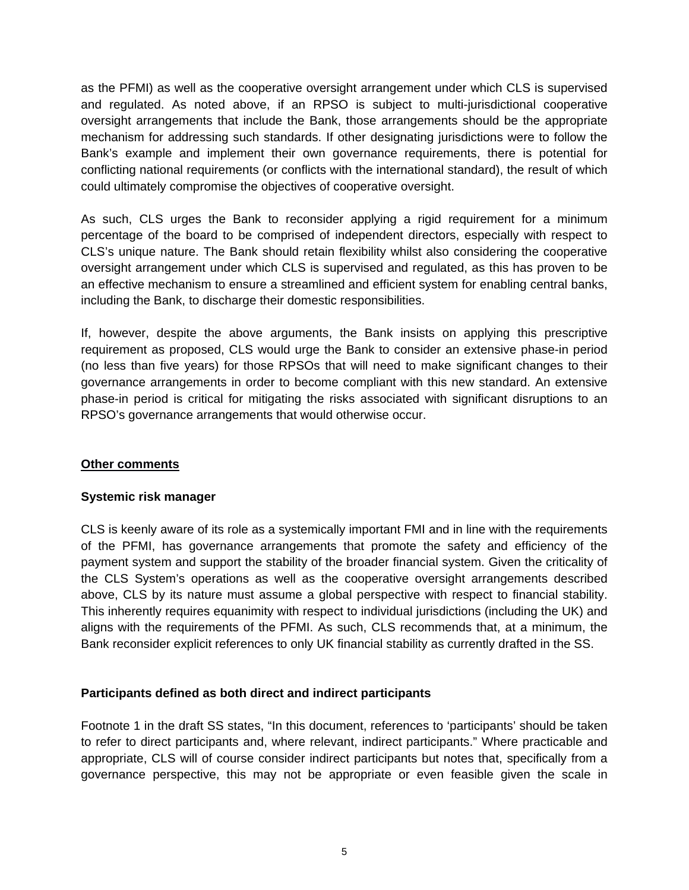as the PFMI) as well as the cooperative oversight arrangement under which CLS is supervised and regulated. As noted above, if an RPSO is subject to multi-jurisdictional cooperative oversight arrangements that include the Bank, those arrangements should be the appropriate mechanism for addressing such standards. If other designating jurisdictions were to follow the Bank's example and implement their own governance requirements, there is potential for conflicting national requirements (or conflicts with the international standard), the result of which could ultimately compromise the objectives of cooperative oversight.

As such, CLS urges the Bank to reconsider applying a rigid requirement for a minimum percentage of the board to be comprised of independent directors, especially with respect to CLS's unique nature. The Bank should retain flexibility whilst also considering the cooperative oversight arrangement under which CLS is supervised and regulated, as this has proven to be an effective mechanism to ensure a streamlined and efficient system for enabling central banks, including the Bank, to discharge their domestic responsibilities.

If, however, despite the above arguments, the Bank insists on applying this prescriptive requirement as proposed, CLS would urge the Bank to consider an extensive phase-in period (no less than five years) for those RPSOs that will need to make significant changes to their governance arrangements in order to become compliant with this new standard. An extensive phase-in period is critical for mitigating the risks associated with significant disruptions to an RPSO's governance arrangements that would otherwise occur.

## Other comments

### Systemic risk manager

CLS is keenly aware of its role as a systemically important FMI and in line with the requirements of the PFMI, has governance arrangements that promote the safety and efficiency of the payment system and support the stability of the broader financial system. Given the criticality of the CLS System's operations as well as the cooperative oversight arrangements described above, CLS by its nature must assume a global perspective with respect to financial stability. This inherently requires equanimity with respect to individual jurisdictions (including the UK) and aligns with the requirements of the PFMI. As such, CLS recommends that, at a minimum, the Bank reconsider explicit references to only UK financial stability as currently drafted in the SS.

### Participants defined as both direct and indirect participants

Footnote 1 in the draft SS states, "In this document, references to 'participants' should be taken to refer to direct participants and, where relevant, indirect participants." Where practicable and appropriate, CLS will of course consider indirect participants but notes that, specifically from a governance perspective, this may not be appropriate or even feasible given the scale in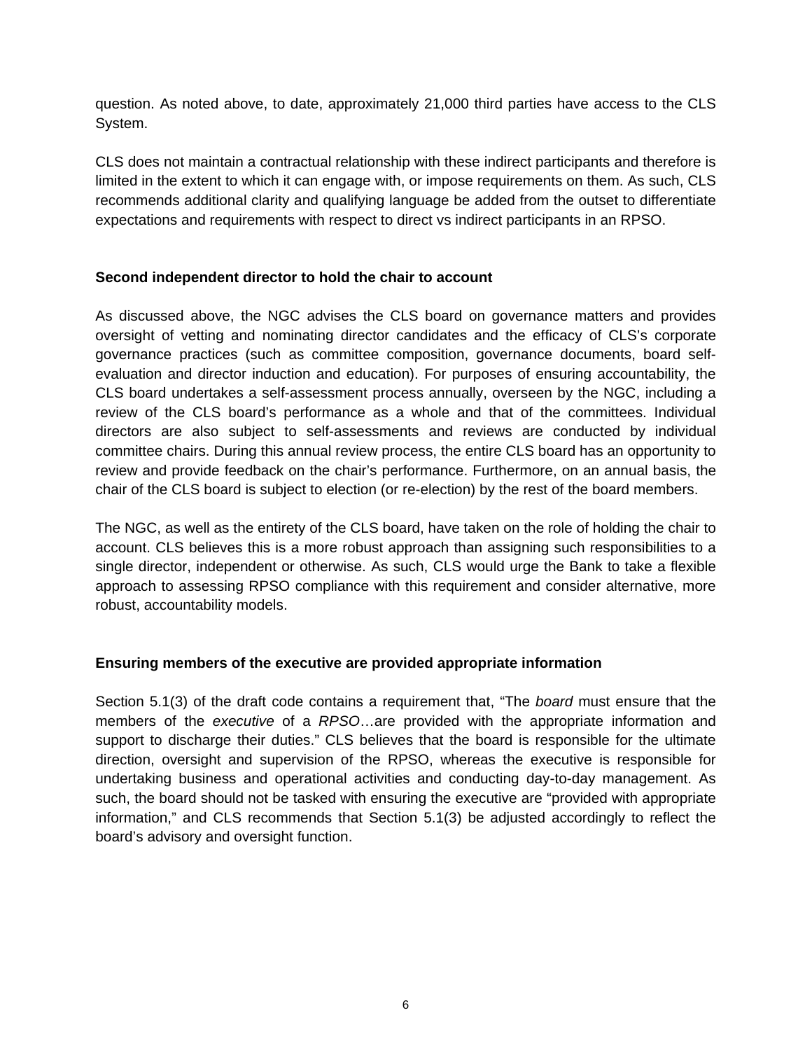question. As noted above, to date, approximately 21,000 third parties have access to the CLS System.

CLS does not maintain a contractual relationship with these indirect participants and therefore is limited in the extent to which it can engage with, or impose requirements on them. As such, CLS recommends additional clarity and qualifying language be added from the outset to differentiate expectations and requirements with respect to direct vs indirect participants in an RPSO.

**Second independent director to hold the chair to account**

As discussed above, the NGC advises the CLS board on governance matters and provides oversight of vetting and nominating director candidates and the efficacy of CLS's corporate governance practices (such as committee composition, governance documents, board self-evaluation and director induction and education). For purposes of ensuring accountability, the CLS board undertakes a self-assessment process annually, overseen by the NGC, including a review of the CLS board's performance as a whole and that of the committees. Individual directors are also subject to self-assessments and reviews are conducted by individual committee chairs. During this annual review process, the entire CLS board has an opportunity to review and provide feedback on the chair's performance. Furthermore, on an annual basis, the chair of the CLS board is subject to election (or re-election) by the rest of the board members.

The NGC, as well as the entirety of the CLS board, have taken on the role of holding the chair to account. CLS believes this is a more robust approach than assigning such responsibilities to a single director, independent or otherwise. As such, CLS would urge the Bank to take a flexible approach to assessing RPSO compliance with this requirement and consider alternative, more robust, accountability models.

**Ensuring members of the executive are provided appropriate information**

Section 5.1(3) of the draft code contains a requirement that, "The *board* must ensure that the members of the *executive* of a *RPSO*…are provided with the appropriate information and support to discharge their duties." CLS believes that the board is responsible for the ultimate direction, oversight and supervision of the RPSO, whereas the executive is responsible for undertaking business and operational activities and conducting day-to-day management. As such, the board should not be tasked with ensuring the executive are "provided with appropriate information," and CLS recommends that Section 5.1(3) be adjusted accordingly to reflect the board's advisory and oversight function.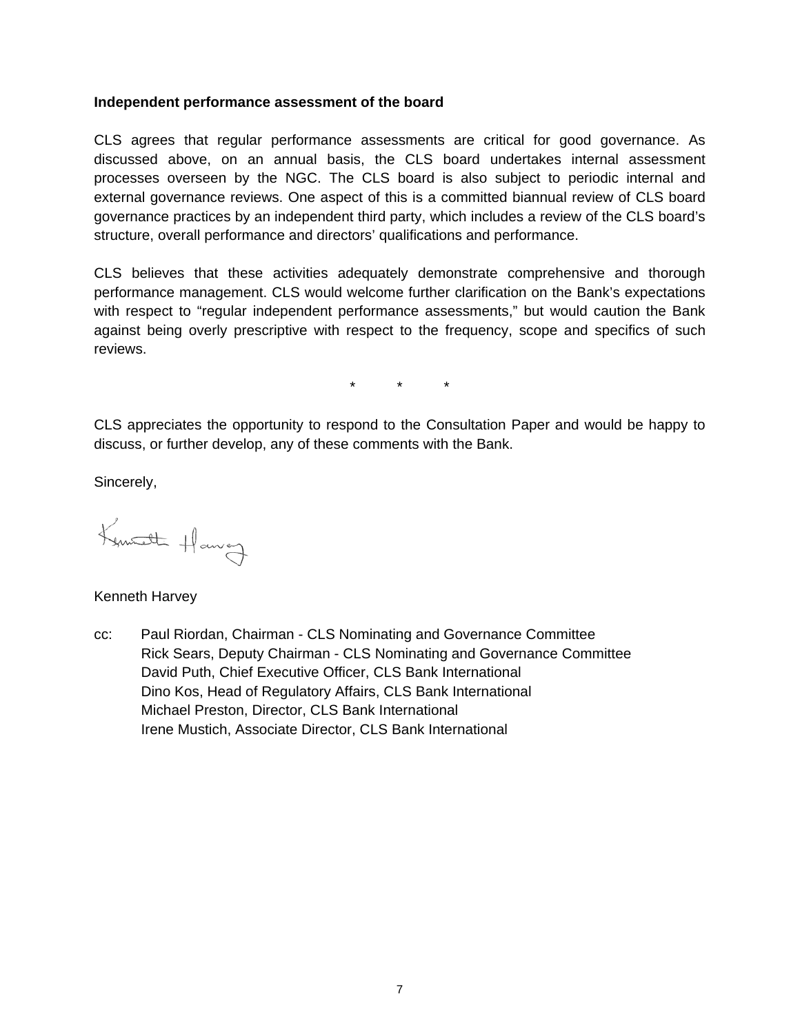**Independent performance assessment of the board**

CLS agrees that regular performance assessments are critical for good governance. As discussed above, on an annual basis, the CLS board undertakes internal assessment processes overseen by the NGC. The CLS board is also subject to periodic internal and external governance reviews. One aspect of this is a committed biannual review of CLS board governance practices by an independent third party, which includes a review of the CLS board's structure, overall performance and directors' qualifications and performance.

CLS believes that these activities adequately demonstrate comprehensive and thorough performance management. CLS would welcome further clarification on the Bank's expectations with respect to "regular independent performance assessments," but would caution the Bank against being overly prescriptive with respect to the frequency, scope and specifics of such reviews.

\*  \*  \*

CLS appreciates the opportunity to respond to the Consultation Paper and would be happy to discuss, or further develop, any of these comments with the Bank.

Sincerely,

Kenneth Harvey

cc: Paul Riordan, Chairman - CLS Nominating and Governance Committee
Rick Sears, Deputy Chairman - CLS Nominating and Governance Committee
David Puth, Chief Executive Officer, CLS Bank International
Dino Kos, Head of Regulatory Affairs, CLS Bank International
Michael Preston, Director, CLS Bank International
Irene Mustich, Associate Director, CLS Bank International